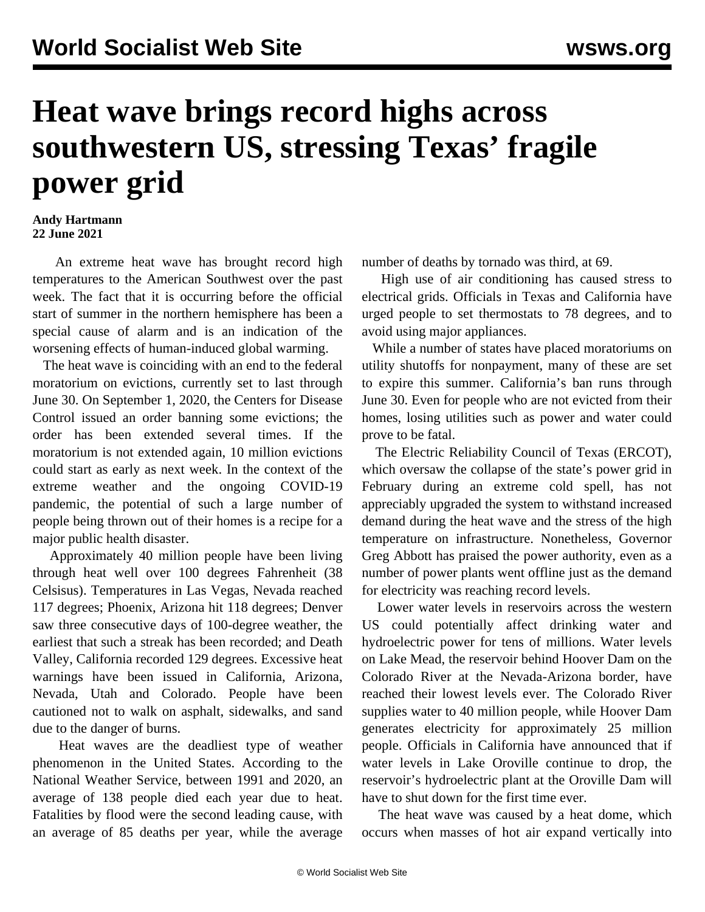# Heat wave brings record highs across southwestern US, stressing Texas' fragile power grid

**Andy Hartmann**
**22 June 2021**

An extreme heat wave has brought record high temperatures to the American Southwest over the past week. The fact that it is occurring before the official start of summer in the northern hemisphere has been a special cause of alarm and is an indication of the worsening effects of human-induced global warming.

The heat wave is coinciding with an end to the federal moratorium on evictions, currently set to last through June 30. On September 1, 2020, the Centers for Disease Control issued an order banning some evictions; the order has been extended several times. If the moratorium is not extended again, 10 million evictions could start as early as next week. In the context of the extreme weather and the ongoing COVID-19 pandemic, the potential of such a large number of people being thrown out of their homes is a recipe for a major public health disaster.

Approximately 40 million people have been living through heat well over 100 degrees Fahrenheit (38 Celsisus). Temperatures in Las Vegas, Nevada reached 117 degrees; Phoenix, Arizona hit 118 degrees; Denver saw three consecutive days of 100-degree weather, the earliest that such a streak has been recorded; and Death Valley, California recorded 129 degrees. Excessive heat warnings have been issued in California, Arizona, Nevada, Utah and Colorado. People have been cautioned not to walk on asphalt, sidewalks, and sand due to the danger of burns.

Heat waves are the deadliest type of weather phenomenon in the United States. According to the National Weather Service, between 1991 and 2020, an average of 138 people died each year due to heat. Fatalities by flood were the second leading cause, with an average of 85 deaths per year, while the average number of deaths by tornado was third, at 69.

High use of air conditioning has caused stress to electrical grids. Officials in Texas and California have urged people to set thermostats to 78 degrees, and to avoid using major appliances.

While a number of states have placed moratoriums on utility shutoffs for nonpayment, many of these are set to expire this summer. California's ban runs through June 30. Even for people who are not evicted from their homes, losing utilities such as power and water could prove to be fatal.

The Electric Reliability Council of Texas (ERCOT), which oversaw the collapse of the state's power grid in February during an extreme cold spell, has not appreciably upgraded the system to withstand increased demand during the heat wave and the stress of the high temperature on infrastructure. Nonetheless, Governor Greg Abbott has praised the power authority, even as a number of power plants went offline just as the demand for electricity was reaching record levels.

Lower water levels in reservoirs across the western US could potentially affect drinking water and hydroelectric power for tens of millions. Water levels on Lake Mead, the reservoir behind Hoover Dam on the Colorado River at the Nevada-Arizona border, have reached their lowest levels ever. The Colorado River supplies water to 40 million people, while Hoover Dam generates electricity for approximately 25 million people. Officials in California have announced that if water levels in Lake Oroville continue to drop, the reservoir's hydroelectric plant at the Oroville Dam will have to shut down for the first time ever.

The heat wave was caused by a heat dome, which occurs when masses of hot air expand vertically into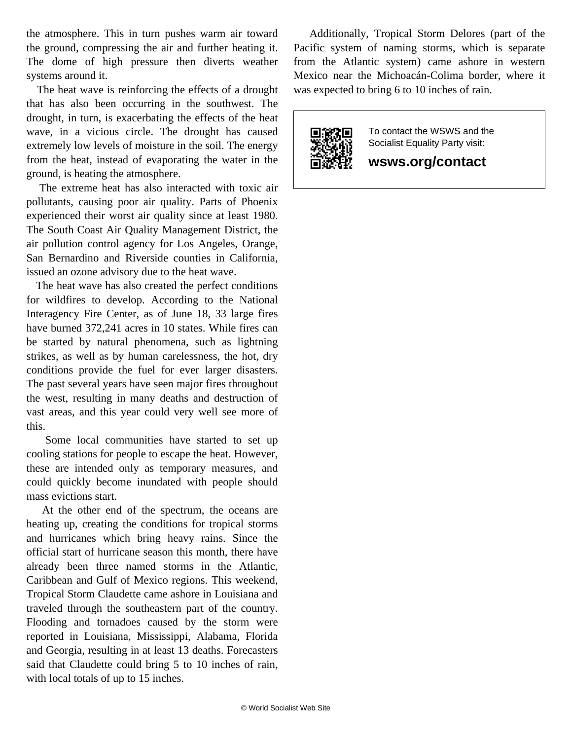the atmosphere. This in turn pushes warm air toward the ground, compressing the air and further heating it. The dome of high pressure then diverts weather systems around it.

The heat wave is reinforcing the effects of a drought that has also been occurring in the southwest. The drought, in turn, is exacerbating the effects of the heat wave, in a vicious circle. The drought has caused extremely low levels of moisture in the soil. The energy from the heat, instead of evaporating the water in the ground, is heating the atmosphere.

The extreme heat has also interacted with toxic air pollutants, causing poor air quality. Parts of Phoenix experienced their worst air quality since at least 1980. The South Coast Air Quality Management District, the air pollution control agency for Los Angeles, Orange, San Bernardino and Riverside counties in California, issued an ozone advisory due to the heat wave.

The heat wave has also created the perfect conditions for wildfires to develop. According to the National Interagency Fire Center, as of June 18, 33 large fires have burned 372,241 acres in 10 states. While fires can be started by natural phenomena, such as lightning strikes, as well as by human carelessness, the hot, dry conditions provide the fuel for ever larger disasters. The past several years have seen major fires throughout the west, resulting in many deaths and destruction of vast areas, and this year could very well see more of this.

Some local communities have started to set up cooling stations for people to escape the heat. However, these are intended only as temporary measures, and could quickly become inundated with people should mass evictions start.

At the other end of the spectrum, the oceans are heating up, creating the conditions for tropical storms and hurricanes which bring heavy rains. Since the official start of hurricane season this month, there have already been three named storms in the Atlantic, Caribbean and Gulf of Mexico regions. This weekend, Tropical Storm Claudette came ashore in Louisiana and traveled through the southeastern part of the country. Flooding and tornadoes caused by the storm were reported in Louisiana, Mississippi, Alabama, Florida and Georgia, resulting in at least 13 deaths. Forecasters said that Claudette could bring 5 to 10 inches of rain, with local totals of up to 15 inches.

Additionally, Tropical Storm Delores (part of the Pacific system of naming storms, which is separate from the Atlantic system) came ashore in western Mexico near the Michoacán-Colima border, where it was expected to bring 6 to 10 inches of rain.

To contact the WSWS and the Socialist Equality Party visit:

**wsws.org/contact**